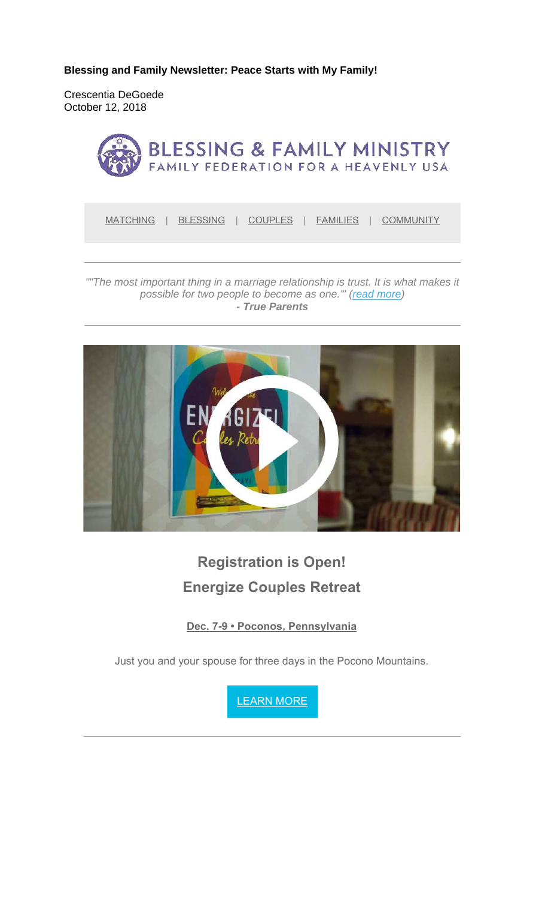**Blessing and Family Newsletter: Peace Starts with My Family!**

Crescentia DeGoede
October 12, 2018

BLESSING & FAMILY MINISTRY
FAMILY FEDERATION FOR A HEAVENLY USA

MATCHING | BLESSING | COUPLES | FAMILIES | COMMUNITY

*""The most important thing in a marriage relationship is trust. It is what makes it possible for two people to become as one."' (read more)*
***- True Parents***

## Registration is Open!

## Energize Couples Retreat

**Dec. 7-9 • Poconos, Pennsylvania**

Just you and your spouse for three days in the Pocono Mountains.

LEARN MORE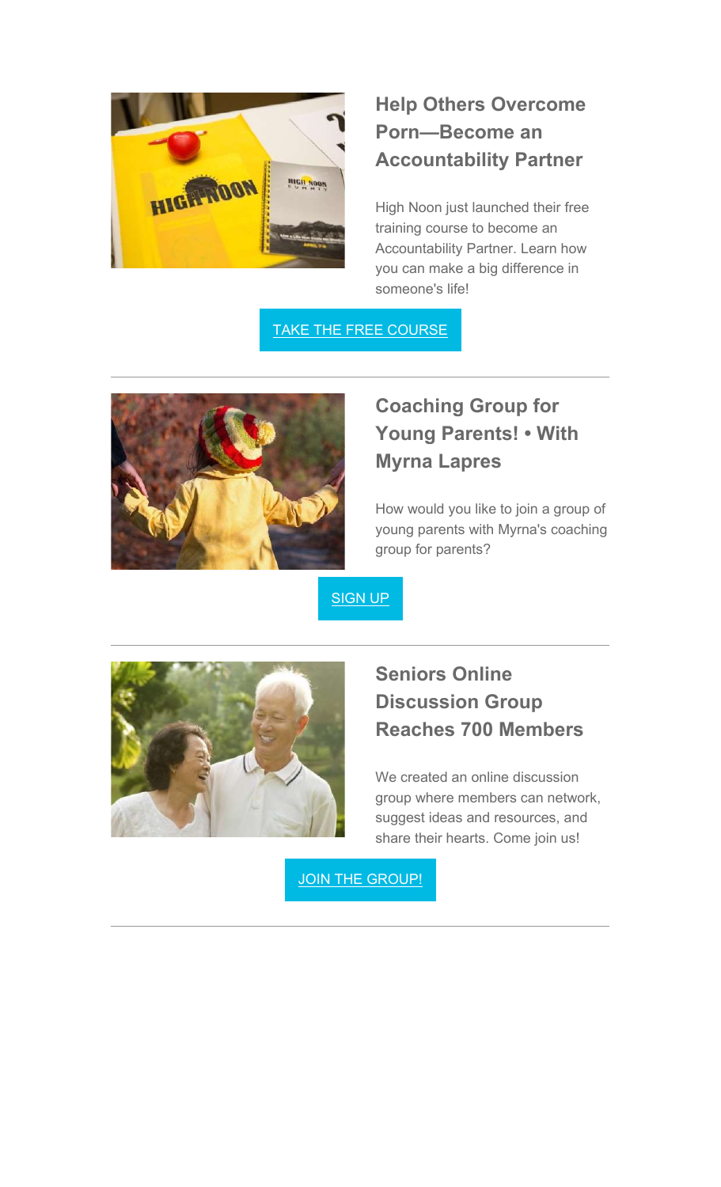## Help Others Overcome Porn—Become an Accountability Partner

High Noon just launched their free training course to become an Accountability Partner. Learn how you can make a big difference in someone's life!

TAKE THE FREE COURSE

---

## Coaching Group for Young Parents! • With Myrna Lapres

How would you like to join a group of young parents with Myrna's coaching group for parents?

SIGN UP

---

## Seniors Online Discussion Group Reaches 700 Members

We created an online discussion group where members can network, suggest ideas and resources, and share their hearts. Come join us!

JOIN THE GROUP!

---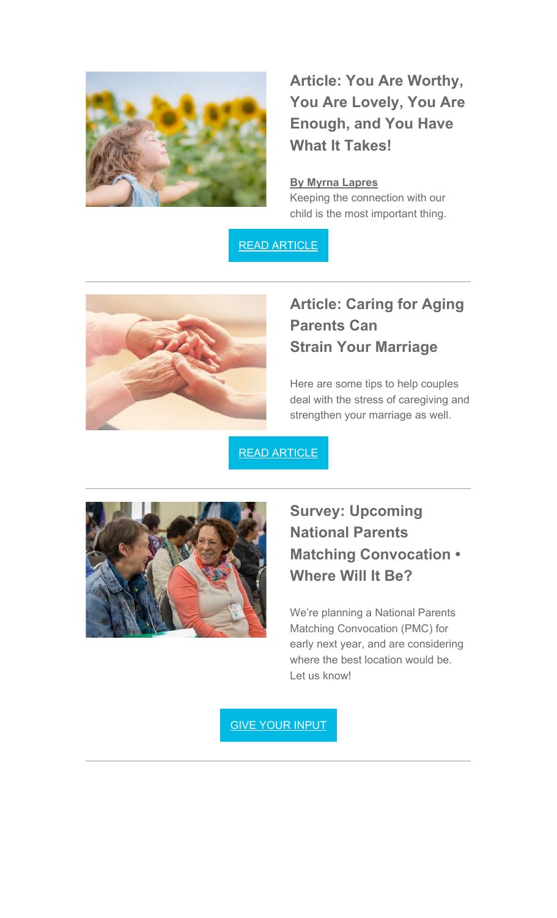### Article: You Are Worthy, You Are Lovely, You Are Enough, and You Have What It Takes!

**By Myrna Lapres**
Keeping the connection with our child is the most important thing.

READ ARTICLE

---

### Article: Caring for Aging Parents Can Strain Your Marriage

Here are some tips to help couples deal with the stress of caregiving and strengthen your marriage as well.

READ ARTICLE

---

### Survey: Upcoming National Parents Matching Convocation • Where Will It Be?

We're planning a National Parents Matching Convocation (PMC) for early next year, and are considering where the best location would be. Let us know!

GIVE YOUR INPUT

---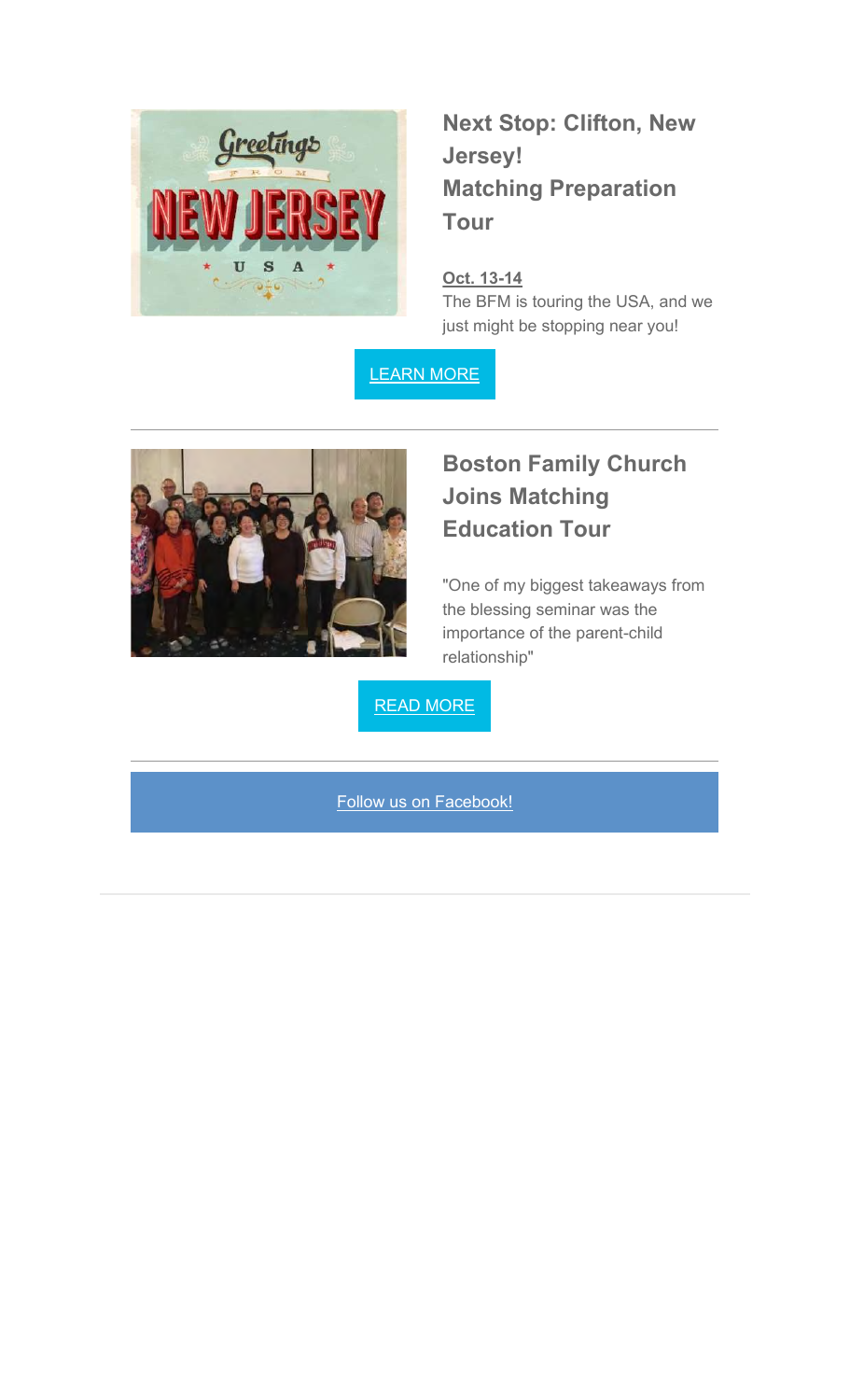### Next Stop: Clifton, New Jersey!
### Matching Preparation Tour

**Oct. 13-14**

The BFM is touring the USA, and we just might be stopping near you!

LEARN MORE

---

### Boston Family Church Joins Matching Education Tour

"One of my biggest takeaways from the blessing seminar was the importance of the parent-child relationship"

READ MORE

---

Follow us on Facebook!